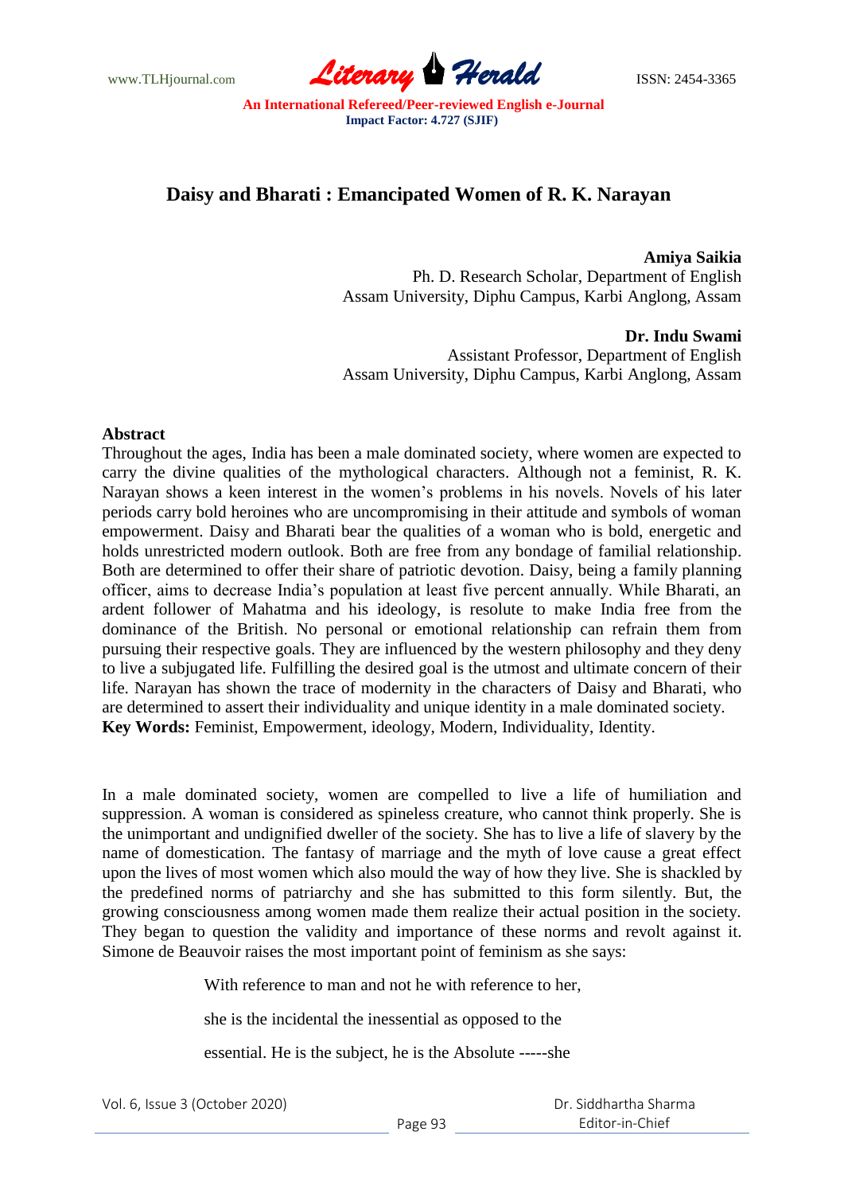# Daisy and Bharati : Emancipated Women of R. K. Narayan

**Amiya Saikia**
Ph. D. Research Scholar, Department of English
Assam University, Diphu Campus, Karbi Anglong, Assam

**Dr. Indu Swami**
Assistant Professor, Department of English
Assam University, Diphu Campus, Karbi Anglong, Assam

**Abstract**

Throughout the ages, India has been a male dominated society, where women are expected to carry the divine qualities of the mythological characters. Although not a feminist, R. K. Narayan shows a keen interest in the women's problems in his novels. Novels of his later periods carry bold heroines who are uncompromising in their attitude and symbols of woman empowerment. Daisy and Bharati bear the qualities of a woman who is bold, energetic and holds unrestricted modern outlook. Both are free from any bondage of familial relationship. Both are determined to offer their share of patriotic devotion. Daisy, being a family planning officer, aims to decrease India's population at least five percent annually. While Bharati, an ardent follower of Mahatma and his ideology, is resolute to make India free from the dominance of the British. No personal or emotional relationship can refrain them from pursuing their respective goals. They are influenced by the western philosophy and they deny to live a subjugated life. Fulfilling the desired goal is the utmost and ultimate concern of their life. Narayan has shown the trace of modernity in the characters of Daisy and Bharati, who are determined to assert their individuality and unique identity in a male dominated society.

**Key Words:** Feminist, Empowerment, ideology, Modern, Individuality, Identity.

In a male dominated society, women are compelled to live a life of humiliation and suppression. A woman is considered as spineless creature, who cannot think properly. She is the unimportant and undignified dweller of the society. She has to live a life of slavery by the name of domestication. The fantasy of marriage and the myth of love cause a great effect upon the lives of most women which also mould the way of how they live. She is shackled by the predefined norms of patriarchy and she has submitted to this form silently. But, the growing consciousness among women made them realize their actual position in the society. They began to question the validity and importance of these norms and revolt against it. Simone de Beauvoir raises the most important point of feminism as she says:

> With reference to man and not he with reference to her,
>
> she is the incidental the inessential as opposed to the
>
> essential. He is the subject, he is the Absolute -----she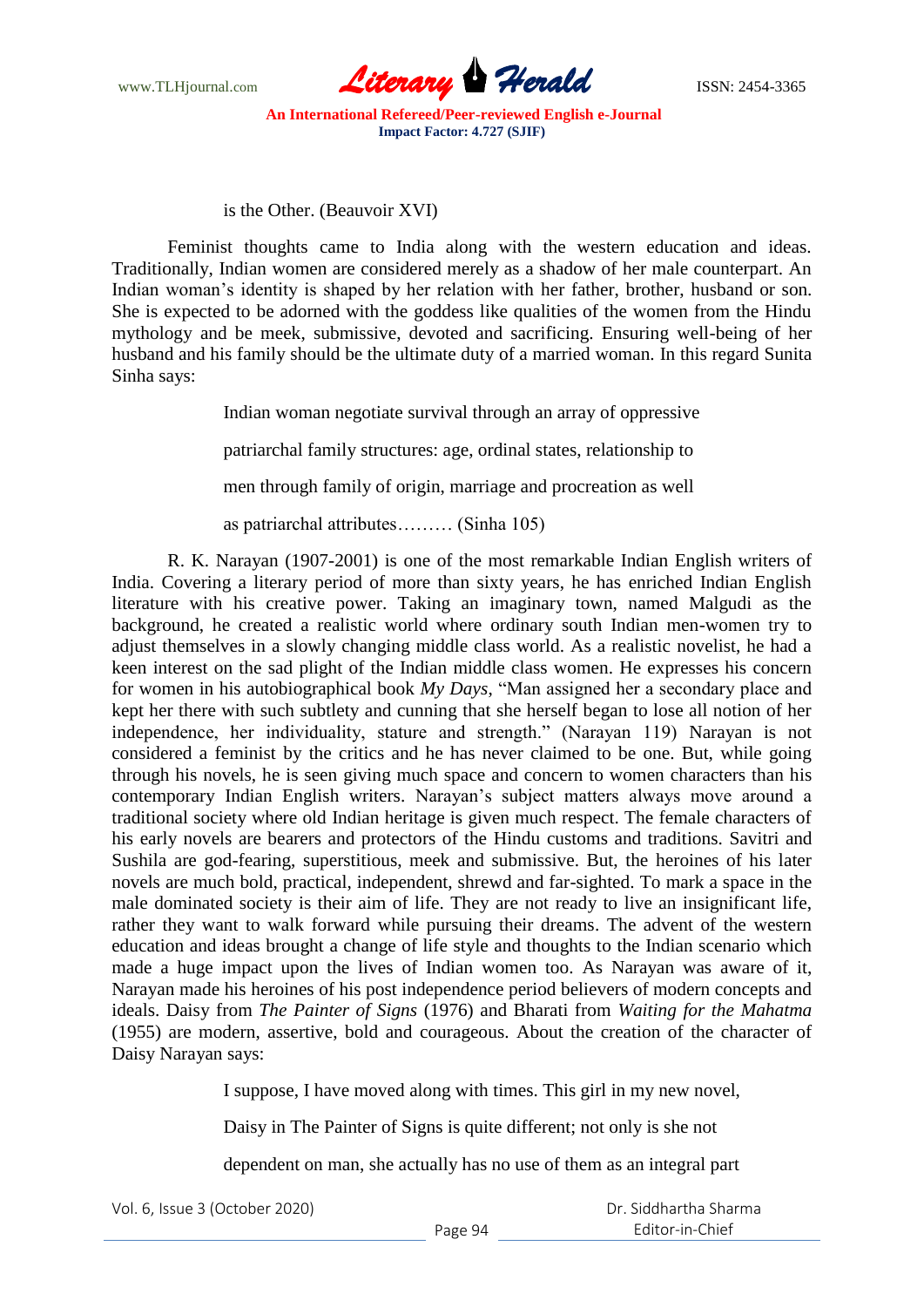is the Other. (Beauvoir XVI)

Feminist thoughts came to India along with the western education and ideas. Traditionally, Indian women are considered merely as a shadow of her male counterpart. An Indian woman's identity is shaped by her relation with her father, brother, husband or son. She is expected to be adorned with the goddess like qualities of the women from the Hindu mythology and be meek, submissive, devoted and sacrificing. Ensuring well-being of her husband and his family should be the ultimate duty of a married woman. In this regard Sunita Sinha says:

> Indian woman negotiate survival through an array of oppressive
>
> patriarchal family structures: age, ordinal states, relationship to
>
> men through family of origin, marriage and procreation as well
>
> as patriarchal attributes……… (Sinha 105)

R. K. Narayan (1907-2001) is one of the most remarkable Indian English writers of India. Covering a literary period of more than sixty years, he has enriched Indian English literature with his creative power. Taking an imaginary town, named Malgudi as the background, he created a realistic world where ordinary south Indian men-women try to adjust themselves in a slowly changing middle class world. As a realistic novelist, he had a keen interest on the sad plight of the Indian middle class women. He expresses his concern for women in his autobiographical book *My Days*, "Man assigned her a secondary place and kept her there with such subtlety and cunning that she herself began to lose all notion of her independence, her individuality, stature and strength." (Narayan 119) Narayan is not considered a feminist by the critics and he has never claimed to be one. But, while going through his novels, he is seen giving much space and concern to women characters than his contemporary Indian English writers. Narayan's subject matters always move around a traditional society where old Indian heritage is given much respect. The female characters of his early novels are bearers and protectors of the Hindu customs and traditions. Savitri and Sushila are god-fearing, superstitious, meek and submissive. But, the heroines of his later novels are much bold, practical, independent, shrewd and far-sighted. To mark a space in the male dominated society is their aim of life. They are not ready to live an insignificant life, rather they want to walk forward while pursuing their dreams. The advent of the western education and ideas brought a change of life style and thoughts to the Indian scenario which made a huge impact upon the lives of Indian women too. As Narayan was aware of it, Narayan made his heroines of his post independence period believers of modern concepts and ideals. Daisy from *The Painter of Signs* (1976) and Bharati from *Waiting for the Mahatma* (1955) are modern, assertive, bold and courageous. About the creation of the character of Daisy Narayan says:

> I suppose, I have moved along with times. This girl in my new novel,
>
> Daisy in The Painter of Signs is quite different; not only is she not
>
> dependent on man, she actually has no use of them as an integral part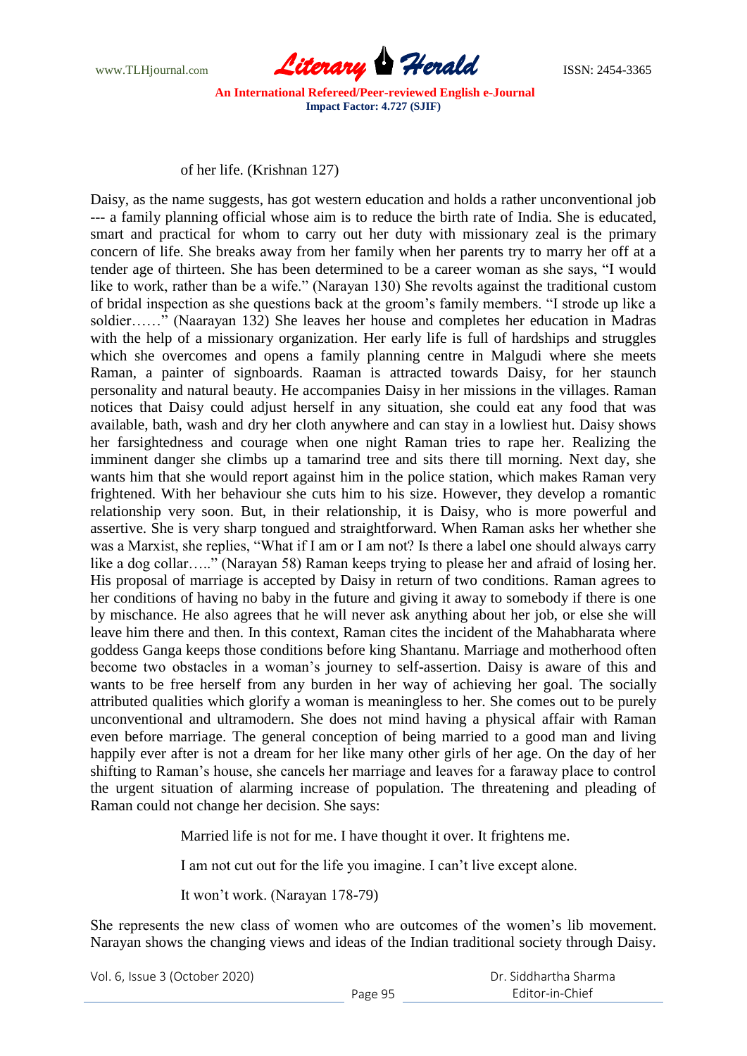of her life. (Krishnan 127)

Daisy, as the name suggests, has got western education and holds a rather unconventional job --- a family planning official whose aim is to reduce the birth rate of India. She is educated, smart and practical for whom to carry out her duty with missionary zeal is the primary concern of life. She breaks away from her family when her parents try to marry her off at a tender age of thirteen. She has been determined to be a career woman as she says, "I would like to work, rather than be a wife." (Narayan 130) She revolts against the traditional custom of bridal inspection as she questions back at the groom's family members. "I strode up like a soldier……" (Naarayan 132) She leaves her house and completes her education in Madras with the help of a missionary organization. Her early life is full of hardships and struggles which she overcomes and opens a family planning centre in Malgudi where she meets Raman, a painter of signboards. Raaman is attracted towards Daisy, for her staunch personality and natural beauty. He accompanies Daisy in her missions in the villages. Raman notices that Daisy could adjust herself in any situation, she could eat any food that was available, bath, wash and dry her cloth anywhere and can stay in a lowliest hut. Daisy shows her farsightedness and courage when one night Raman tries to rape her. Realizing the imminent danger she climbs up a tamarind tree and sits there till morning. Next day, she wants him that she would report against him in the police station, which makes Raman very frightened. With her behaviour she cuts him to his size. However, they develop a romantic relationship very soon. But, in their relationship, it is Daisy, who is more powerful and assertive. She is very sharp tongued and straightforward. When Raman asks her whether she was a Marxist, she replies, "What if I am or I am not? Is there a label one should always carry like a dog collar….." (Narayan 58) Raman keeps trying to please her and afraid of losing her. His proposal of marriage is accepted by Daisy in return of two conditions. Raman agrees to her conditions of having no baby in the future and giving it away to somebody if there is one by mischance. He also agrees that he will never ask anything about her job, or else she will leave him there and then. In this context, Raman cites the incident of the Mahabharata where goddess Ganga keeps those conditions before king Shantanu. Marriage and motherhood often become two obstacles in a woman's journey to self-assertion. Daisy is aware of this and wants to be free herself from any burden in her way of achieving her goal. The socially attributed qualities which glorify a woman is meaningless to her. She comes out to be purely unconventional and ultramodern. She does not mind having a physical affair with Raman even before marriage. The general conception of being married to a good man and living happily ever after is not a dream for her like many other girls of her age. On the day of her shifting to Raman's house, she cancels her marriage and leaves for a faraway place to control the urgent situation of alarming increase of population. The threatening and pleading of Raman could not change her decision. She says:

> Married life is not for me. I have thought it over. It frightens me.
>
> I am not cut out for the life you imagine. I can't live except alone.
>
> It won't work. (Narayan 178-79)

She represents the new class of women who are outcomes of the women's lib movement. Narayan shows the changing views and ideas of the Indian traditional society through Daisy.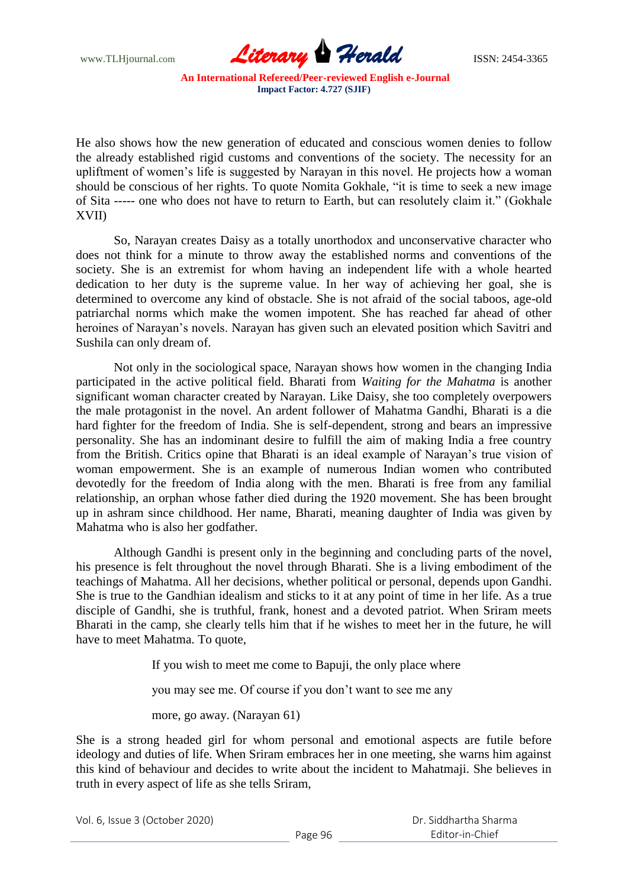He also shows how the new generation of educated and conscious women denies to follow the already established rigid customs and conventions of the society. The necessity for an upliftment of women's life is suggested by Narayan in this novel. He projects how a woman should be conscious of her rights. To quote Nomita Gokhale, "it is time to seek a new image of Sita ----- one who does not have to return to Earth, but can resolutely claim it." (Gokhale XVII)

So, Narayan creates Daisy as a totally unorthodox and unconservative character who does not think for a minute to throw away the established norms and conventions of the society. She is an extremist for whom having an independent life with a whole hearted dedication to her duty is the supreme value. In her way of achieving her goal, she is determined to overcome any kind of obstacle. She is not afraid of the social taboos, age-old patriarchal norms which make the women impotent. She has reached far ahead of other heroines of Narayan's novels. Narayan has given such an elevated position which Savitri and Sushila can only dream of.

Not only in the sociological space, Narayan shows how women in the changing India participated in the active political field. Bharati from *Waiting for the Mahatma* is another significant woman character created by Narayan. Like Daisy, she too completely overpowers the male protagonist in the novel. An ardent follower of Mahatma Gandhi, Bharati is a die hard fighter for the freedom of India. She is self-dependent, strong and bears an impressive personality. She has an indominant desire to fulfill the aim of making India a free country from the British. Critics opine that Bharati is an ideal example of Narayan's true vision of woman empowerment. She is an example of numerous Indian women who contributed devotedly for the freedom of India along with the men. Bharati is free from any familial relationship, an orphan whose father died during the 1920 movement. She has been brought up in ashram since childhood. Her name, Bharati, meaning daughter of India was given by Mahatma who is also her godfather.

Although Gandhi is present only in the beginning and concluding parts of the novel, his presence is felt throughout the novel through Bharati. She is a living embodiment of the teachings of Mahatma. All her decisions, whether political or personal, depends upon Gandhi. She is true to the Gandhian idealism and sticks to it at any point of time in her life. As a true disciple of Gandhi, she is truthful, frank, honest and a devoted patriot. When Sriram meets Bharati in the camp, she clearly tells him that if he wishes to meet her in the future, he will have to meet Mahatma. To quote,

> If you wish to meet me come to Bapuji, the only place where
>
> you may see me. Of course if you don't want to see me any
>
> more, go away. (Narayan 61)

She is a strong headed girl for whom personal and emotional aspects are futile before ideology and duties of life. When Sriram embraces her in one meeting, she warns him against this kind of behaviour and decides to write about the incident to Mahatmaji. She believes in truth in every aspect of life as she tells Sriram,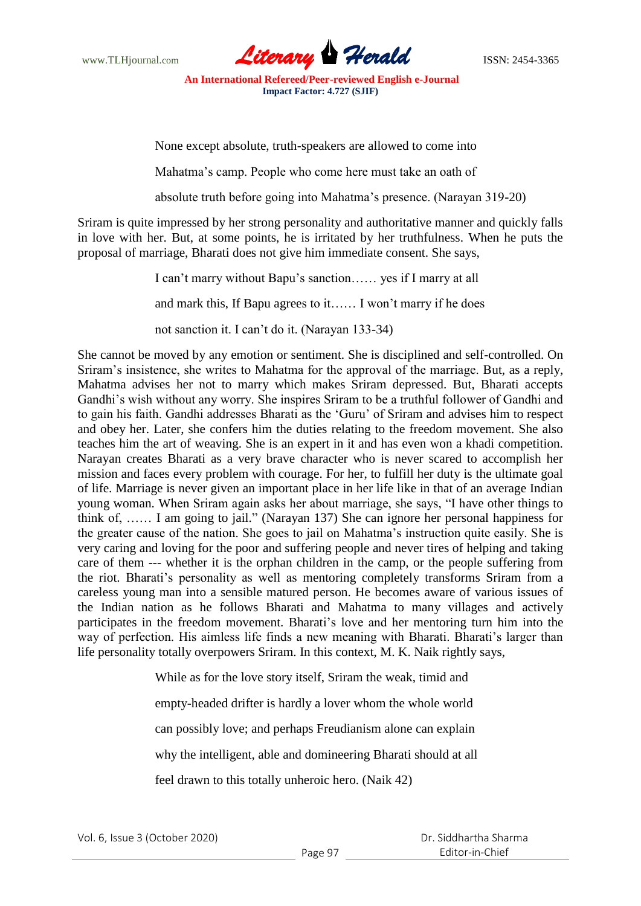> None except absolute, truth-speakers are allowed to come into
>
> Mahatma's camp. People who come here must take an oath of
>
> absolute truth before going into Mahatma's presence. (Narayan 319-20)

Sriram is quite impressed by her strong personality and authoritative manner and quickly falls in love with her. But, at some points, he is irritated by her truthfulness. When he puts the proposal of marriage, Bharati does not give him immediate consent. She says,

> I can't marry without Bapu's sanction…… yes if I marry at all
>
> and mark this, If Bapu agrees to it…… I won't marry if he does
>
> not sanction it. I can't do it. (Narayan 133-34)

She cannot be moved by any emotion or sentiment. She is disciplined and self-controlled. On Sriram's insistence, she writes to Mahatma for the approval of the marriage. But, as a reply, Mahatma advises her not to marry which makes Sriram depressed. But, Bharati accepts Gandhi's wish without any worry. She inspires Sriram to be a truthful follower of Gandhi and to gain his faith. Gandhi addresses Bharati as the 'Guru' of Sriram and advises him to respect and obey her. Later, she confers him the duties relating to the freedom movement. She also teaches him the art of weaving. She is an expert in it and has even won a khadi competition. Narayan creates Bharati as a very brave character who is never scared to accomplish her mission and faces every problem with courage. For her, to fulfill her duty is the ultimate goal of life. Marriage is never given an important place in her life like in that of an average Indian young woman. When Sriram again asks her about marriage, she says, "I have other things to think of, …… I am going to jail." (Narayan 137) She can ignore her personal happiness for the greater cause of the nation. She goes to jail on Mahatma's instruction quite easily. She is very caring and loving for the poor and suffering people and never tires of helping and taking care of them --- whether it is the orphan children in the camp, or the people suffering from the riot. Bharati's personality as well as mentoring completely transforms Sriram from a careless young man into a sensible matured person. He becomes aware of various issues of the Indian nation as he follows Bharati and Mahatma to many villages and actively participates in the freedom movement. Bharati's love and her mentoring turn him into the way of perfection. His aimless life finds a new meaning with Bharati. Bharati's larger than life personality totally overpowers Sriram. In this context, M. K. Naik rightly says,

> While as for the love story itself, Sriram the weak, timid and
>
> empty-headed drifter is hardly a lover whom the whole world
>
> can possibly love; and perhaps Freudianism alone can explain
>
> why the intelligent, able and domineering Bharati should at all
>
> feel drawn to this totally unheroic hero. (Naik 42)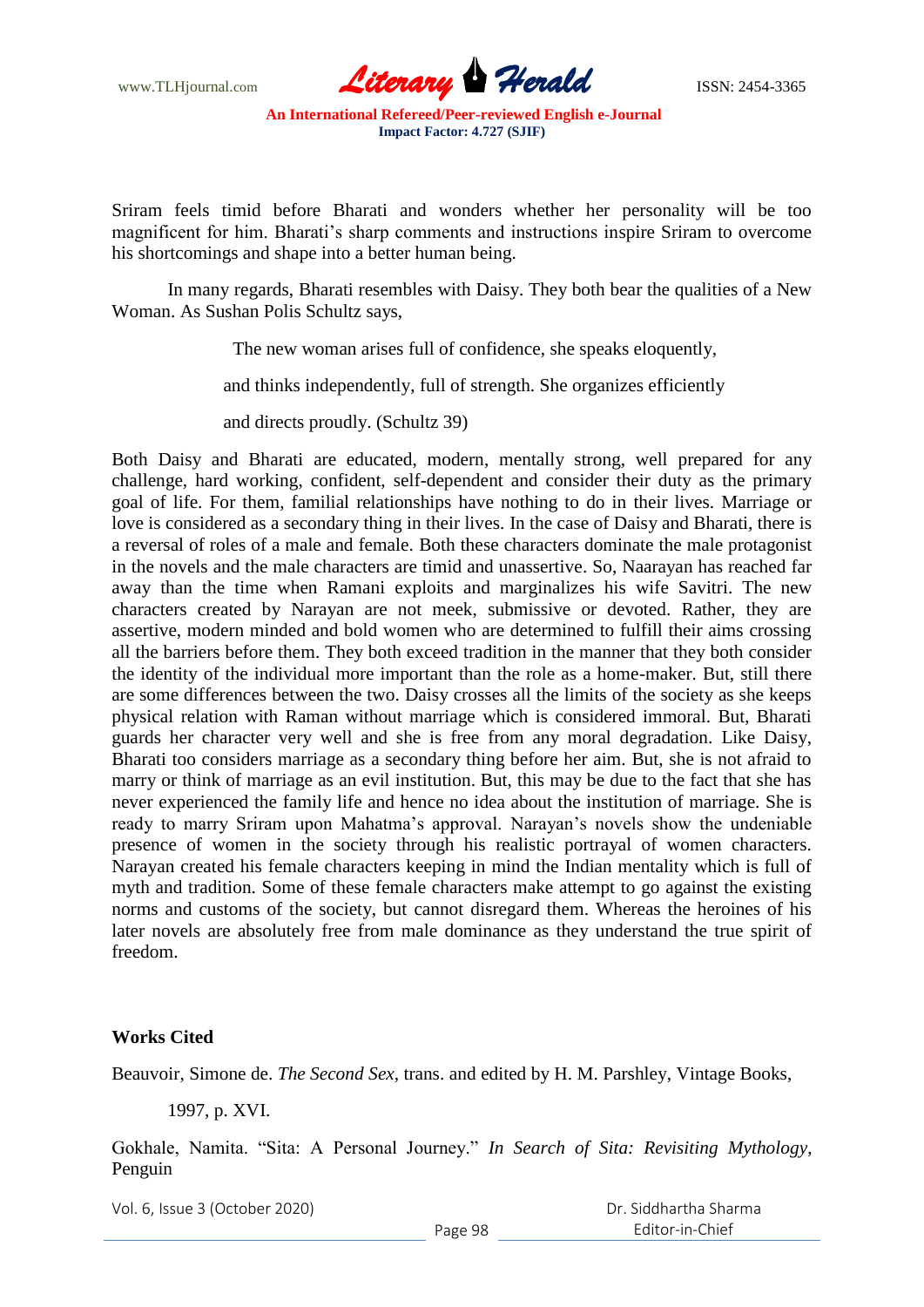Sriram feels timid before Bharati and wonders whether her personality will be too magnificent for him. Bharati's sharp comments and instructions inspire Sriram to overcome his shortcomings and shape into a better human being.

In many regards, Bharati resembles with Daisy. They both bear the qualities of a New Woman. As Sushan Polis Schultz says,

> The new woman arises full of confidence, she speaks eloquently,
>
> and thinks independently, full of strength. She organizes efficiently
>
> and directs proudly. (Schultz 39)

Both Daisy and Bharati are educated, modern, mentally strong, well prepared for any challenge, hard working, confident, self-dependent and consider their duty as the primary goal of life. For them, familial relationships have nothing to do in their lives. Marriage or love is considered as a secondary thing in their lives. In the case of Daisy and Bharati, there is a reversal of roles of a male and female. Both these characters dominate the male protagonist in the novels and the male characters are timid and unassertive. So, Naarayan has reached far away than the time when Ramani exploits and marginalizes his wife Savitri. The new characters created by Narayan are not meek, submissive or devoted. Rather, they are assertive, modern minded and bold women who are determined to fulfill their aims crossing all the barriers before them. They both exceed tradition in the manner that they both consider the identity of the individual more important than the role as a home-maker. But, still there are some differences between the two. Daisy crosses all the limits of the society as she keeps physical relation with Raman without marriage which is considered immoral. But, Bharati guards her character very well and she is free from any moral degradation. Like Daisy, Bharati too considers marriage as a secondary thing before her aim. But, she is not afraid to marry or think of marriage as an evil institution. But, this may be due to the fact that she has never experienced the family life and hence no idea about the institution of marriage. She is ready to marry Sriram upon Mahatma's approval. Narayan's novels show the undeniable presence of women in the society through his realistic portrayal of women characters. Narayan created his female characters keeping in mind the Indian mentality which is full of myth and tradition. Some of these female characters make attempt to go against the existing norms and customs of the society, but cannot disregard them. Whereas the heroines of his later novels are absolutely free from male dominance as they understand the true spirit of freedom.

## Works Cited

Beauvoir, Simone de. *The Second Sex*, trans. and edited by H. M. Parshley, Vintage Books, 1997, p. XVI.

Gokhale, Namita. "Sita: A Personal Journey." *In Search of Sita: Revisiting Mythology*, Penguin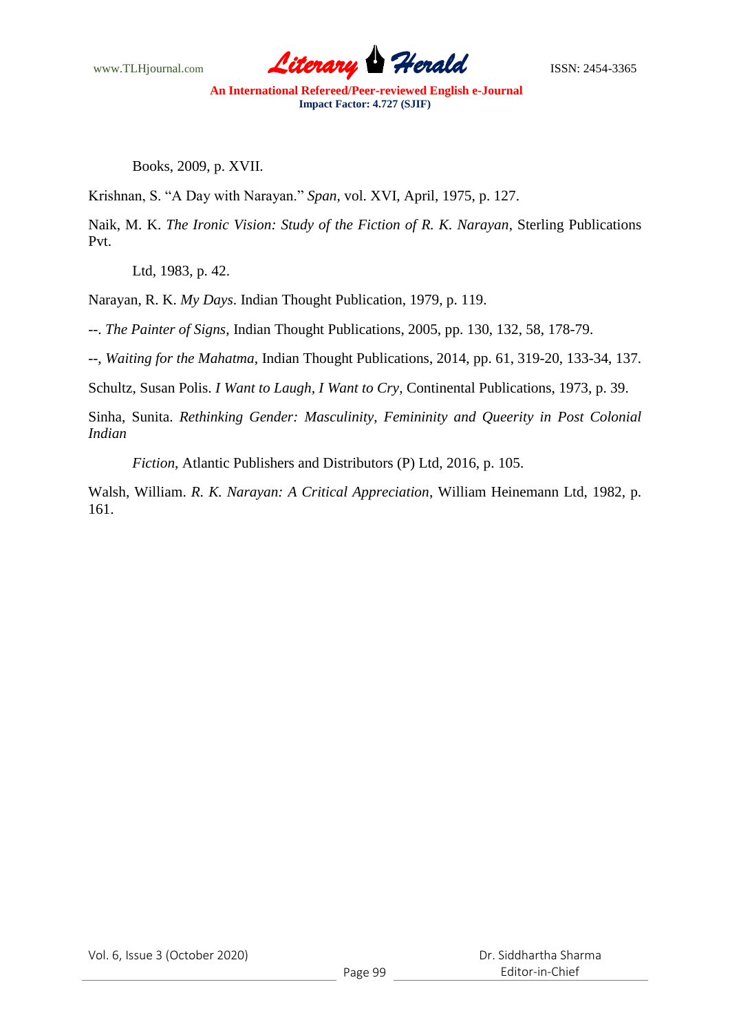Books, 2009, p. XVII.

Krishnan, S. "A Day with Narayan." *Span*, vol. XVI, April, 1975, p. 127.

Naik, M. K. *The Ironic Vision: Study of the Fiction of R. K. Narayan*, Sterling Publications Pvt. Ltd, 1983, p. 42.

Narayan, R. K. *My Days*. Indian Thought Publication, 1979, p. 119.

--. *The Painter of Signs*, Indian Thought Publications, 2005, pp. 130, 132, 58, 178-79.

--, *Waiting for the Mahatma*, Indian Thought Publications, 2014, pp. 61, 319-20, 133-34, 137.

Schultz, Susan Polis. *I Want to Laugh, I Want to Cry*, Continental Publications, 1973, p. 39.

Sinha, Sunita. *Rethinking Gender: Masculinity, Femininity and Queerity in Post Colonial Indian Fiction*, Atlantic Publishers and Distributors (P) Ltd, 2016, p. 105.

Walsh, William. *R. K. Narayan: A Critical Appreciation*, William Heinemann Ltd, 1982, p. 161.